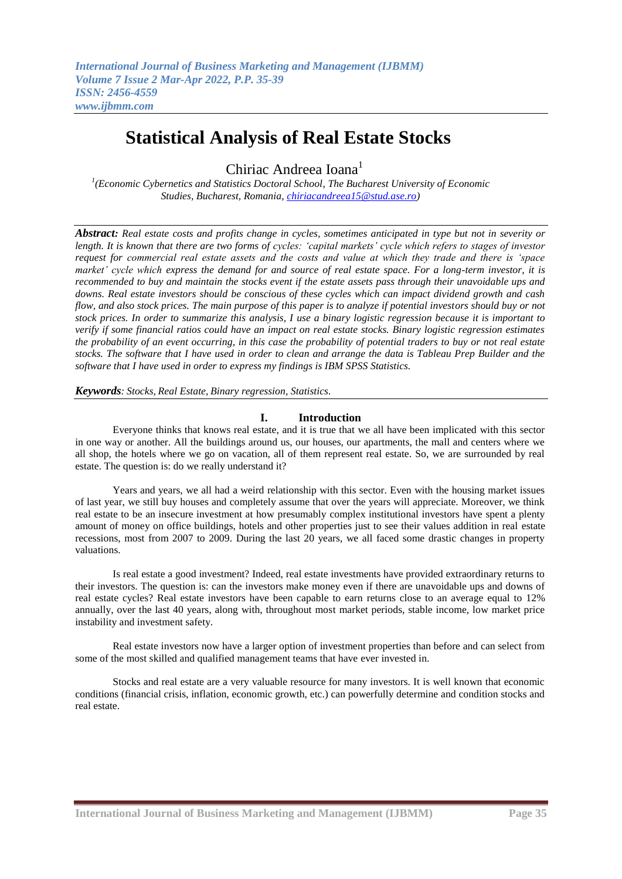# Statistical Analysis of Real Estate Stocks

Chiriac Andreea Ioana[1]

[1](Economic Cybernetics and Statistics Doctoral School, The Bucharest University of Economic Studies, Bucharest, Romania, chiriacandreea15@stud.ase.ro)

***Abstract:*** *Real estate costs and profits change in cycles, sometimes anticipated in type but not in severity or length. It is known that there are two forms of cycles: 'capital markets' cycle which refers to stages of investor request for commercial real estate assets and the costs and value at which they trade and there is 'space market' cycle which express the demand for and source of real estate space. For a long-term investor, it is recommended to buy and maintain the stocks event if the estate assets pass through their unavoidable ups and downs. Real estate investors should be conscious of these cycles which can impact dividend growth and cash flow, and also stock prices. The main purpose of this paper is to analyze if potential investors should buy or not stock prices. In order to summarize this analysis, I use a binary logistic regression because it is important to verify if some financial ratios could have an impact on real estate stocks. Binary logistic regression estimates the probability of an event occurring, in this case the probability of potential traders to buy or not real estate stocks. The software that I have used in order to clean and arrange the data is Tableau Prep Builder and the software that I have used in order to express my findings is IBM SPSS Statistics.*

***Keywords****: Stocks, Real Estate, Binary regression, Statistics.*

## I. Introduction

Everyone thinks that knows real estate, and it is true that we all have been implicated with this sector in one way or another. All the buildings around us, our houses, our apartments, the mall and centers where we all shop, the hotels where we go on vacation, all of them represent real estate. So, we are surrounded by real estate. The question is: do we really understand it?

Years and years, we all had a weird relationship with this sector. Even with the housing market issues of last year, we still buy houses and completely assume that over the years will appreciate. Moreover, we think real estate to be an insecure investment at how presumably complex institutional investors have spent a plenty amount of money on office buildings, hotels and other properties just to see their values addition in real estate recessions, most from 2007 to 2009. During the last 20 years, we all faced some drastic changes in property valuations.

Is real estate a good investment? Indeed, real estate investments have provided extraordinary returns to their investors. The question is: can the investors make money even if there are unavoidable ups and downs of real estate cycles? Real estate investors have been capable to earn returns close to an average equal to 12% annually, over the last 40 years, along with, throughout most market periods, stable income, low market price instability and investment safety.

Real estate investors now have a larger option of investment properties than before and can select from some of the most skilled and qualified management teams that have ever invested in.

Stocks and real estate are a very valuable resource for many investors. It is well known that economic conditions (financial crisis, inflation, economic growth, etc.) can powerfully determine and condition stocks and real estate.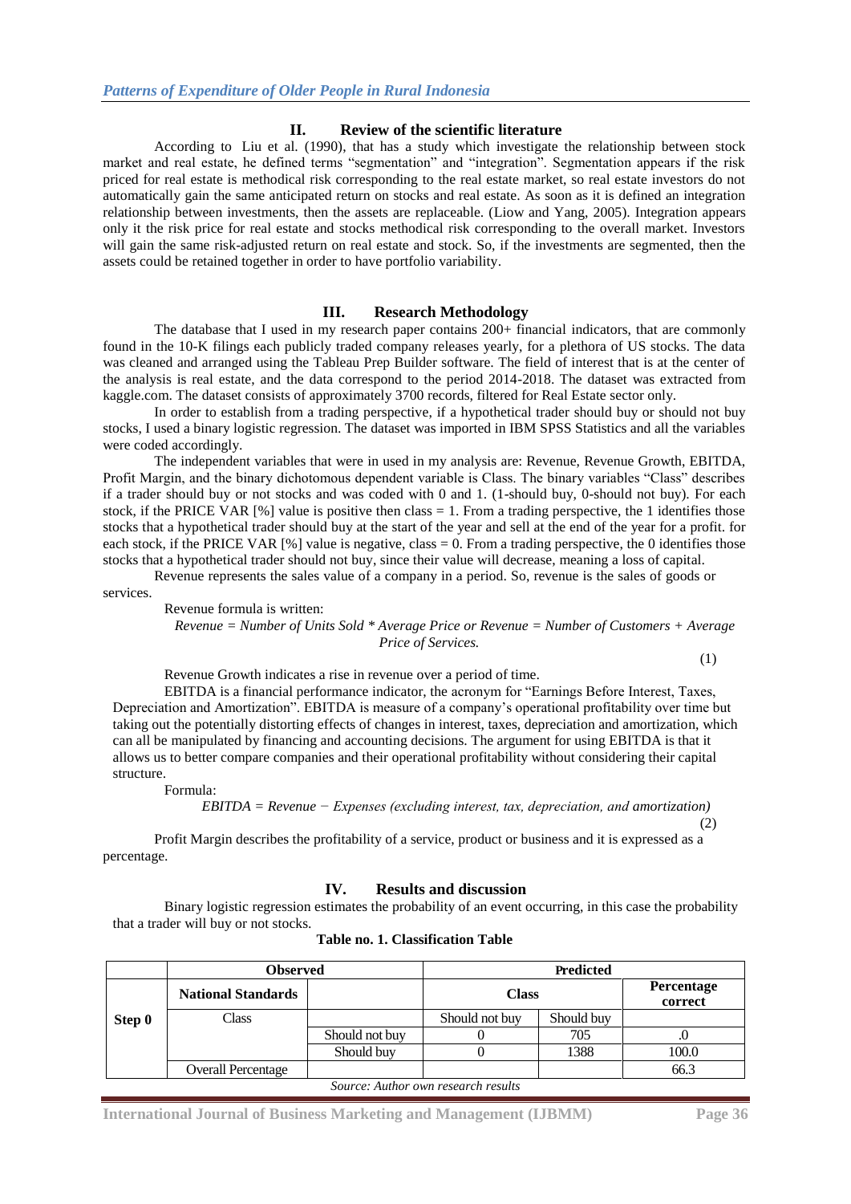## II. Review of the scientific literature

According to Liu et al. (1990), that has a study which investigate the relationship between stock market and real estate, he defined terms "segmentation" and "integration". Segmentation appears if the risk priced for real estate is methodical risk corresponding to the real estate market, so real estate investors do not automatically gain the same anticipated return on stocks and real estate. As soon as it is defined an integration relationship between investments, then the assets are replaceable. (Liow and Yang, 2005). Integration appears only it the risk price for real estate and stocks methodical risk corresponding to the overall market. Investors will gain the same risk-adjusted return on real estate and stock. So, if the investments are segmented, then the assets could be retained together in order to have portfolio variability.

## III. Research Methodology

The database that I used in my research paper contains 200+ financial indicators, that are commonly found in the 10-K filings each publicly traded company releases yearly, for a plethora of US stocks. The data was cleaned and arranged using the Tableau Prep Builder software. The field of interest that is at the center of the analysis is real estate, and the data correspond to the period 2014-2018. The dataset was extracted from kaggle.com. The dataset consists of approximately 3700 records, filtered for Real Estate sector only.

In order to establish from a trading perspective, if a hypothetical trader should buy or should not buy stocks, I used a binary logistic regression. The dataset was imported in IBM SPSS Statistics and all the variables were coded accordingly.

The independent variables that were in used in my analysis are: Revenue, Revenue Growth, EBITDA, Profit Margin, and the binary dichotomous dependent variable is Class. The binary variables "Class" describes if a trader should buy or not stocks and was coded with 0 and 1. (1-should buy, 0-should not buy). For each stock, if the PRICE VAR [%] value is positive then class = 1. From a trading perspective, the 1 identifies those stocks that a hypothetical trader should buy at the start of the year and sell at the end of the year for a profit. for each stock, if the PRICE VAR [%] value is negative, class = 0. From a trading perspective, the 0 identifies those stocks that a hypothetical trader should not buy, since their value will decrease, meaning a loss of capital.

Revenue represents the sales value of a company in a period. So, revenue is the sales of goods or services.

Revenue formula is written:

$$\text{Revenue} = \text{Number of Units Sold} * \text{Average Price or Revenue} = \text{Number of Customers} + \text{Average Price of Services.} \tag{1}$$

Revenue Growth indicates a rise in revenue over a period of time.

EBITDA is a financial performance indicator, the acronym for "Earnings Before Interest, Taxes, Depreciation and Amortization". EBITDA is measure of a company's operational profitability over time but taking out the potentially distorting effects of changes in interest, taxes, depreciation and amortization, which can all be manipulated by financing and accounting decisions. The argument for using EBITDA is that it allows us to better compare companies and their operational profitability without considering their capital structure.

Formula:

$$EBITDA = \text{Revenue} - \text{Expenses (excluding interest, tax, depreciation, and amortization)} \tag{2}$$

Profit Margin describes the profitability of a service, product or business and it is expressed as a percentage.

## IV. Results and discussion

Binary logistic regression estimates the probability of an event occurring, in this case the probability that a trader will buy or not stocks.

**Table no. 1. Classification Table**

| | Observed | | Predicted | | |
|---|---|---|---|---|---|
| | **National Standards** | | **Class** | | **Percentage correct** |
| **Step 0** | Class | | Should not buy | Should buy | |
| | | Should not buy | 0 | 705 | .0 |
| | | Should buy | 0 | 1388 | 100.0 |
| | Overall Percentage | | | | 66.3 |

*Source: Author own research results*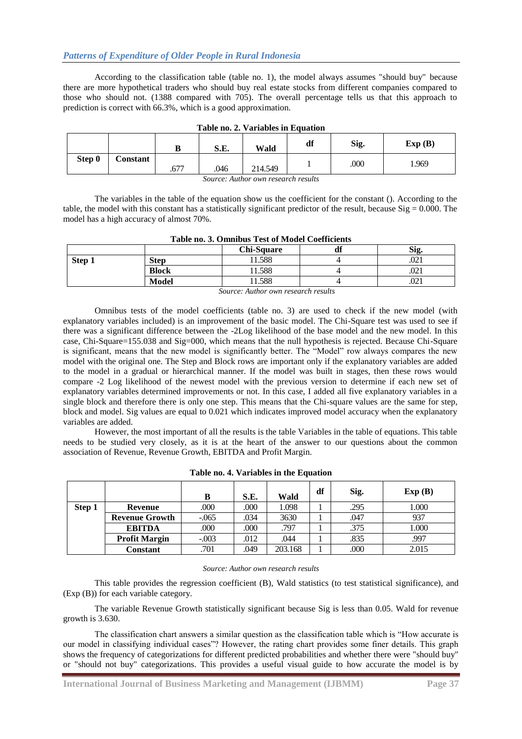According to the classification table (table no. 1), the model always assumes "should buy" because there are more hypothetical traders who should buy real estate stocks from different companies compared to those who should not. (1388 compared with 705). The overall percentage tells us that this approach to prediction is correct with 66.3%, which is a good approximation.

**Table no. 2. Variables in Equation**

| | | B | S.E. | Wald | df | Sig. | Exp (B) |
|---|---|---|---|---|---|---|---|
| **Step 0** | **Constant** | .677 | .046 | 214.549 | 1 | .000 | 1.969 |

*Source: Author own research results*

The variables in the table of the equation show us the coefficient for the constant (). According to the table, the model with this constant has a statistically significant predictor of the result, because Sig = 0.000. The model has a high accuracy of almost 70%.

**Table no. 3. Omnibus Test of Model Coefficients**

| | | Chi-Square | df | Sig. |
|---|---|---|---|---|
| **Step 1** | **Step** | 11.588 | 4 | .021 |
| | **Block** | 11.588 | 4 | .021 |
| | **Model** | 11.588 | 4 | .021 |

*Source: Author own research results*

Omnibus tests of the model coefficients (table no. 3) are used to check if the new model (with explanatory variables included) is an improvement of the basic model. The Chi-Square test was used to see if there was a significant difference between the -2Log likelihood of the base model and the new model. In this case, Chi-Square=155.038 and Sig=000, which means that the null hypothesis is rejected. Because Chi-Square is significant, means that the new model is significantly better. The "Model" row always compares the new model with the original one. The Step and Block rows are important only if the explanatory variables are added to the model in a gradual or hierarchical manner. If the model was built in stages, then these rows would compare -2 Log likelihood of the newest model with the previous version to determine if each new set of explanatory variables determined improvements or not. In this case, I added all five explanatory variables in a single block and therefore there is only one step. This means that the Chi-square values are the same for step, block and model. Sig values are equal to 0.021 which indicates improved model accuracy when the explanatory variables are added.

However, the most important of all the results is the table Variables in the table of equations. This table needs to be studied very closely, as it is at the heart of the answer to our questions about the common association of Revenue, Revenue Growth, EBITDA and Profit Margin.

**Table no. 4. Variables in the Equation**

| | | B | S.E. | Wald | df | Sig. | Exp (B) |
|---|---|---|---|---|---|---|---|
| **Step 1** | **Revenue** | .000 | .000 | 1.098 | 1 | .295 | 1.000 |
| | **Revenue Growth** | -.065 | .034 | 3630 | 1 | .047 | 937 |
| | **EBITDA** | .000 | .000 | .797 | 1 | .375 | 1.000 |
| | **Profit Margin** | -.003 | .012 | .044 | 1 | .835 | .997 |
| | **Constant** | .701 | .049 | 203.168 | 1 | .000 | 2.015 |

*Source: Author own research results*

This table provides the regression coefficient (B), Wald statistics (to test statistical significance), and (Exp (B)) for each variable category.

The variable Revenue Growth statistically significant because Sig is less than 0.05. Wald for revenue growth is 3.630.

The classification chart answers a similar question as the classification table which is "How accurate is our model in classifying individual cases"? However, the rating chart provides some finer details. This graph shows the frequency of categorizations for different predicted probabilities and whether there were "should buy" or "should not buy" categorizations. This provides a useful visual guide to how accurate the model is by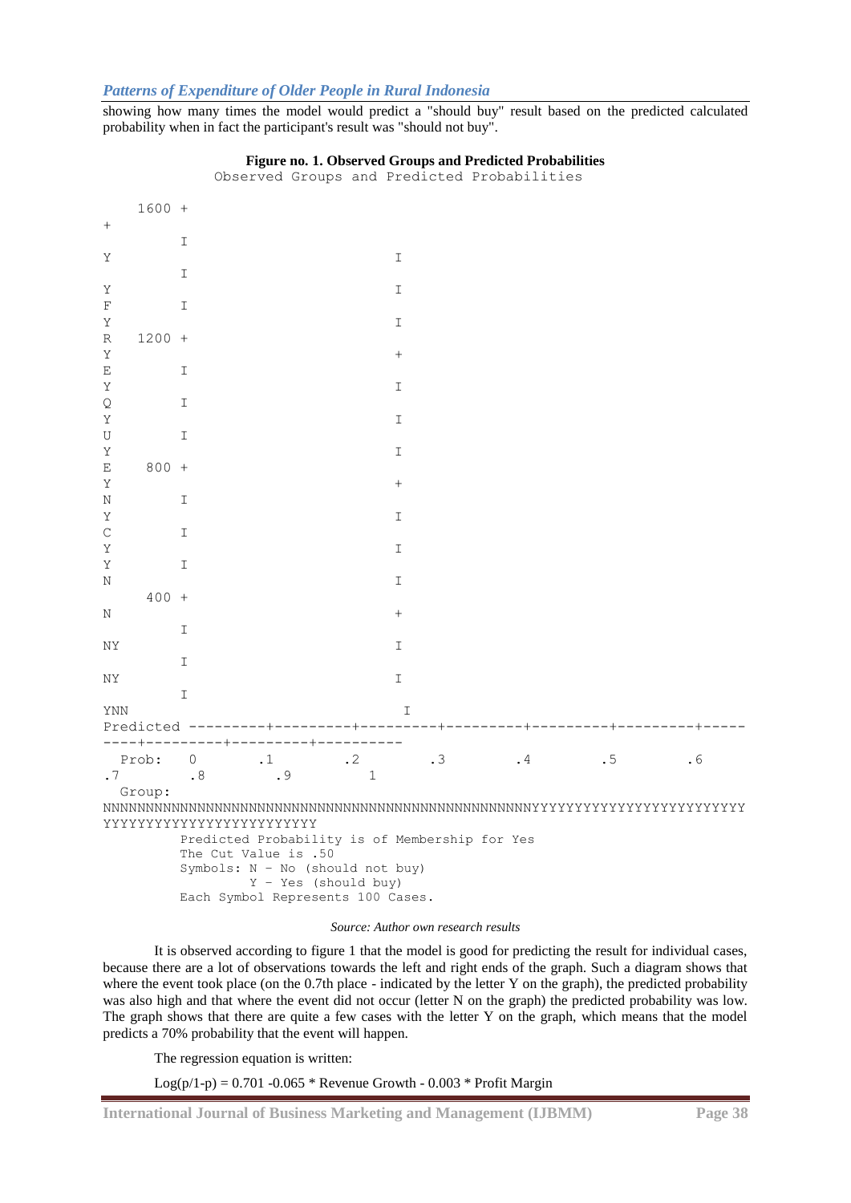showing how many times the model would predict a "should buy" result based on the predicted calculated probability when in fact the participant's result was "should not buy".

**Figure no. 1. Observed Groups and Predicted Probabilities**

```
                  Observed Groups and Predicted Probabilities

    1600 +
+
         I
Y                                  I
         I
Y                                  I
F        I
Y                                  I
R   1200 +
Y                                  +
E        I
Y                                  I
Q        I
Y                                  I
U        I
Y                                  I
E    800 +
Y                                  +
N        I
Y                                  I
C        I
Y                                  I
Y        I
N                                  I
     400 +
N                                  +
         I
NY                                 I
         I
NY                                 I
         I
YNN                                 I
Predicted ---------+---------+---------+---------+---------+---------+-----
----+---------+---------+----------
  Prob:   0        .1        .2        .3        .4        .5        .6
.7        .8        .9        1
  Group:
NNNNNNNNNNNNNNNNNNNNNNNNNNNNNNNNNNNNNNNNNNNNNNNNNNNNNNNNYYYYYYYYYYYYYYYYYYYYYYYYYY
YYYYYYYYYYYYYYYYYYYYYYYYY
         Predicted Probability is of Membership for Yes
         The Cut Value is .50
         Symbols: N - No (should not buy)
                  Y - Yes (should buy)
         Each Symbol Represents 100 Cases.
```

*Source: Author own research results*

It is observed according to figure 1 that the model is good for predicting the result for individual cases, because there are a lot of observations towards the left and right ends of the graph. Such a diagram shows that where the event took place (on the 0.7th place - indicated by the letter Y on the graph), the predicted probability was also high and that where the event did not occur (letter N on the graph) the predicted probability was low. The graph shows that there are quite a few cases with the letter Y on the graph, which means that the model predicts a 70% probability that the event will happen.

The regression equation is written:

$$\text{Log}(p/1\text{-}p) = 0.701 - 0.065 * \text{Revenue Growth} - 0.003 * \text{Profit Margin}$$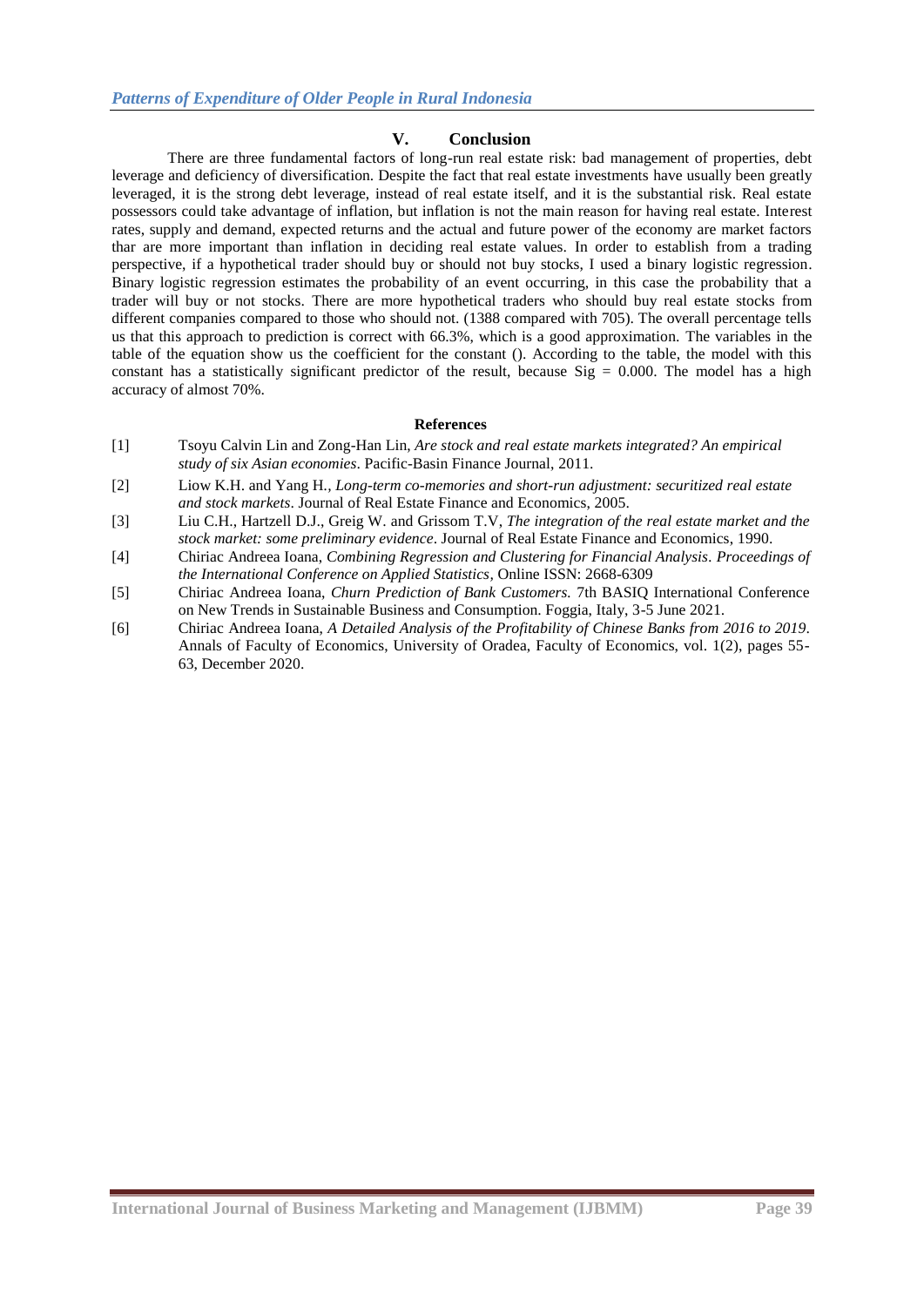## V. Conclusion

There are three fundamental factors of long-run real estate risk: bad management of properties, debt leverage and deficiency of diversification. Despite the fact that real estate investments have usually been greatly leveraged, it is the strong debt leverage, instead of real estate itself, and it is the substantial risk. Real estate possessors could take advantage of inflation, but inflation is not the main reason for having real estate. Interest rates, supply and demand, expected returns and the actual and future power of the economy are market factors thar are more important than inflation in deciding real estate values. In order to establish from a trading perspective, if a hypothetical trader should buy or should not buy stocks, I used a binary logistic regression. Binary logistic regression estimates the probability of an event occurring, in this case the probability that a trader will buy or not stocks. There are more hypothetical traders who should buy real estate stocks from different companies compared to those who should not. (1388 compared with 705). The overall percentage tells us that this approach to prediction is correct with 66.3%, which is a good approximation. The variables in the table of the equation show us the coefficient for the constant (). According to the table, the model with this constant has a statistically significant predictor of the result, because Sig = 0.000. The model has a high accuracy of almost 70%.

### References

[1] Tsoyu Calvin Lin and Zong-Han Lin, *Are stock and real estate markets integrated? An empirical study of six Asian economies*. Pacific-Basin Finance Journal, 2011.

[2] Liow K.H. and Yang H., *Long-term co-memories and short-run adjustment: securitized real estate and stock markets*. Journal of Real Estate Finance and Economics, 2005.

[3] Liu C.H., Hartzell D.J., Greig W. and Grissom T.V, *The integration of the real estate market and the stock market: some preliminary evidence*. Journal of Real Estate Finance and Economics, 1990.

[4] Chiriac Andreea Ioana, *Combining Regression and Clustering for Financial Analysis*. *Proceedings of the International Conference on Applied Statistics*, Online ISSN: 2668-6309

[5] Chiriac Andreea Ioana, *Churn Prediction of Bank Customers.* 7th BASIQ International Conference on New Trends in Sustainable Business and Consumption. Foggia, Italy, 3-5 June 2021.

[6] Chiriac Andreea Ioana, *A Detailed Analysis of the Profitability of Chinese Banks from 2016 to 2019*. Annals of Faculty of Economics, University of Oradea, Faculty of Economics, vol. 1(2), pages 55-63, December 2020.